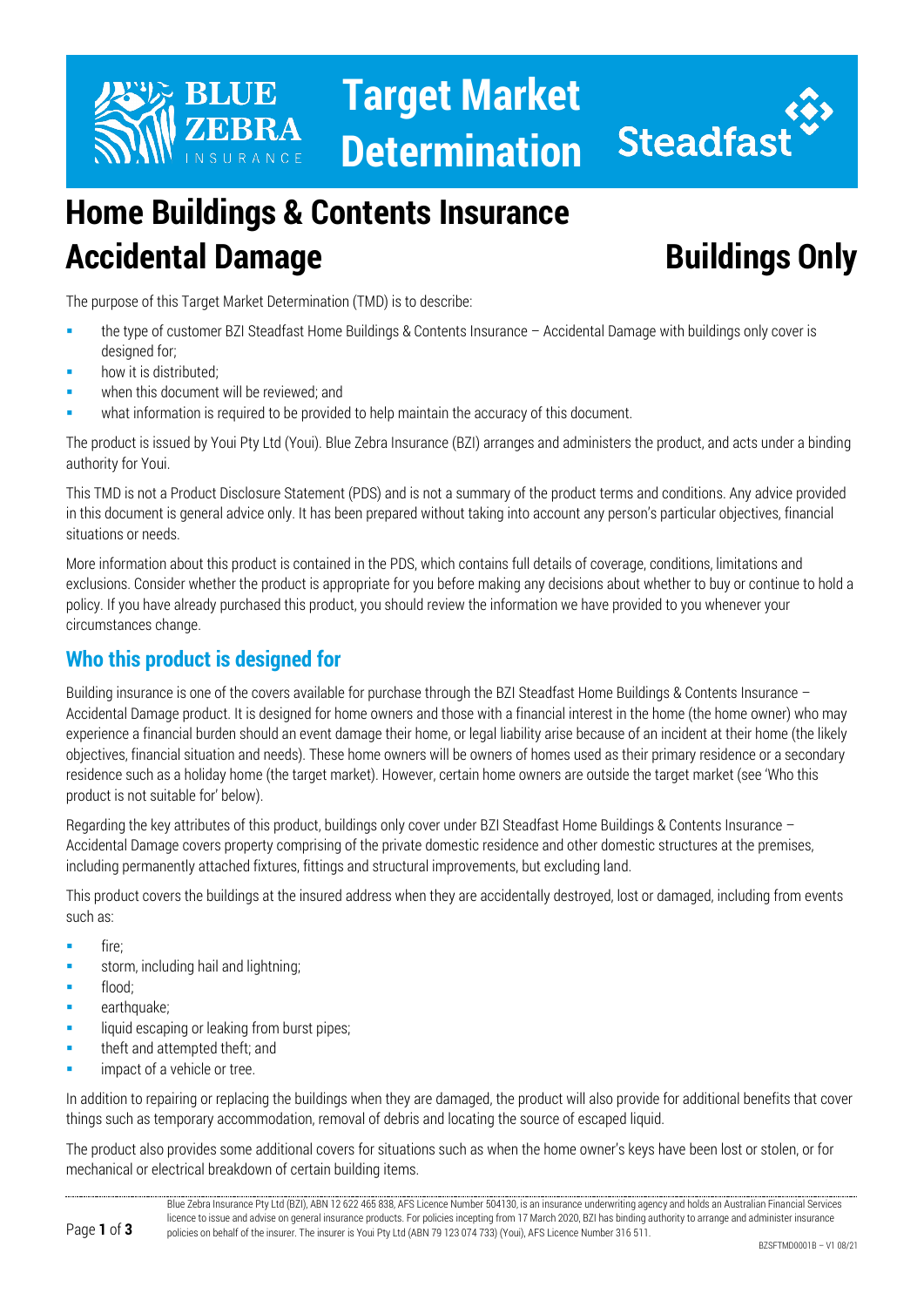# Target Market Determination

# Home Buildings & Contents Insurance Accidental Damage

## Buildings Only

The purpose of this Target Market Determination (TMD) is to describe:

- the type of customer BZI Steadfast Home Buildings & Contents Insurance – Accidental Damage with buildings only cover is designed for;
- how it is distributed;
- when this document will be reviewed; and
- what information is required to be provided to help maintain the accuracy of this document.

The product is issued by Youi Pty Ltd (Youi). Blue Zebra Insurance (BZI) arranges and administers the product, and acts under a binding authority for Youi.

This TMD is not a Product Disclosure Statement (PDS) and is not a summary of the product terms and conditions. Any advice provided in this document is general advice only. It has been prepared without taking into account any person's particular objectives, financial situations or needs.

More information about this product is contained in the PDS, which contains full details of coverage, conditions, limitations and exclusions. Consider whether the product is appropriate for you before making any decisions about whether to buy or continue to hold a policy. If you have already purchased this product, you should review the information we have provided to you whenever your circumstances change.

## Who this product is designed for

Building insurance is one of the covers available for purchase through the BZI Steadfast Home Buildings & Contents Insurance – Accidental Damage product. It is designed for home owners and those with a financial interest in the home (the home owner) who may experience a financial burden should an event damage their home, or legal liability arise because of an incident at their home (the likely objectives, financial situation and needs). These home owners will be owners of homes used as their primary residence or a secondary residence such as a holiday home (the target market). However, certain home owners are outside the target market (see 'Who this product is not suitable for' below).

Regarding the key attributes of this product, buildings only cover under BZI Steadfast Home Buildings & Contents Insurance – Accidental Damage covers property comprising of the private domestic residence and other domestic structures at the premises, including permanently attached fixtures, fittings and structural improvements, but excluding land.

This product covers the buildings at the insured address when they are accidentally destroyed, lost or damaged, including from events such as:

- fire;
- storm, including hail and lightning;
- flood;
- earthquake;
- liquid escaping or leaking from burst pipes;
- theft and attempted theft; and
- impact of a vehicle or tree.

In addition to repairing or replacing the buildings when they are damaged, the product will also provide for additional benefits that cover things such as temporary accommodation, removal of debris and locating the source of escaped liquid.

The product also provides some additional covers for situations such as when the home owner's keys have been lost or stolen, or for mechanical or electrical breakdown of certain building items.

Blue Zebra Insurance Pty Ltd (BZI), ABN 12 622 465 838, AFS Licence Number 504130, is an insurance underwriting agency and holds an Australian Financial Services licence to issue and advise on general insurance products. For policies incepting from 17 March 2020, BZI has binding authority to arrange and administer insurance policies on behalf of the insurer. The insurer is Youi Pty Ltd (ABN 79 123 074 733) (Youi), AFS Licence Number 316 511.

BZSFTMD0001B – V1 08/21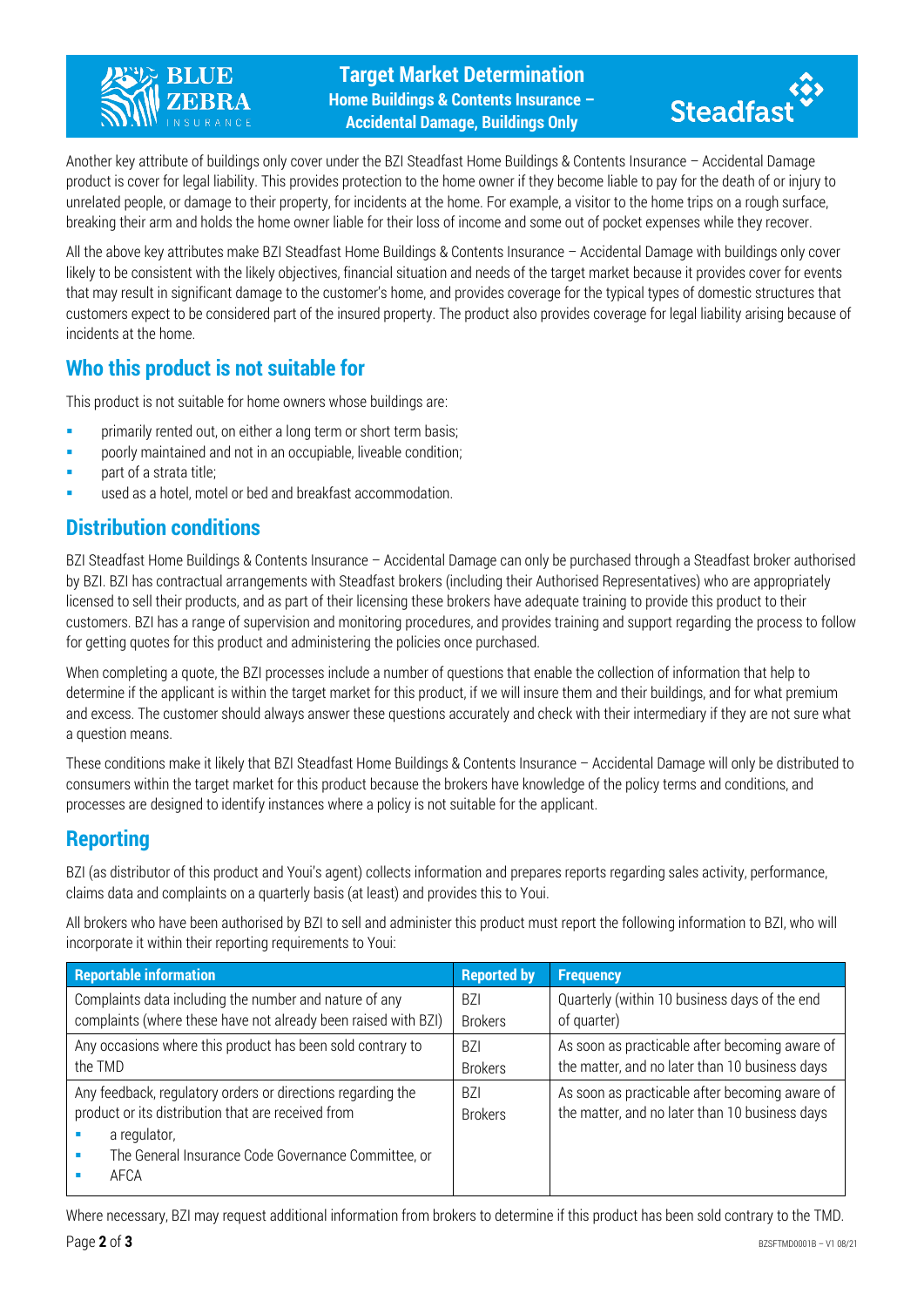Another key attribute of buildings only cover under the BZI Steadfast Home Buildings & Contents Insurance – Accidental Damage product is cover for legal liability. This provides protection to the home owner if they become liable to pay for the death of or injury to unrelated people, or damage to their property, for incidents at the home. For example, a visitor to the home trips on a rough surface, breaking their arm and holds the home owner liable for their loss of income and some out of pocket expenses while they recover.

All the above key attributes make BZI Steadfast Home Buildings & Contents Insurance – Accidental Damage with buildings only cover likely to be consistent with the likely objectives, financial situation and needs of the target market because it provides cover for events that may result in significant damage to the customer's home, and provides coverage for the typical types of domestic structures that customers expect to be considered part of the insured property. The product also provides coverage for legal liability arising because of incidents at the home.

## Who this product is not suitable for

This product is not suitable for home owners whose buildings are:

- primarily rented out, on either a long term or short term basis;
- poorly maintained and not in an occupiable, liveable condition;
- part of a strata title;
- used as a hotel, motel or bed and breakfast accommodation.

## Distribution conditions

BZI Steadfast Home Buildings & Contents Insurance – Accidental Damage can only be purchased through a Steadfast broker authorised by BZI. BZI has contractual arrangements with Steadfast brokers (including their Authorised Representatives) who are appropriately licensed to sell their products, and as part of their licensing these brokers have adequate training to provide this product to their customers. BZI has a range of supervision and monitoring procedures, and provides training and support regarding the process to follow for getting quotes for this product and administering the policies once purchased.

When completing a quote, the BZI processes include a number of questions that enable the collection of information that help to determine if the applicant is within the target market for this product, if we will insure them and their buildings, and for what premium and excess. The customer should always answer these questions accurately and check with their intermediary if they are not sure what a question means.

These conditions make it likely that BZI Steadfast Home Buildings & Contents Insurance – Accidental Damage will only be distributed to consumers within the target market for this product because the brokers have knowledge of the policy terms and conditions, and processes are designed to identify instances where a policy is not suitable for the applicant.

## Reporting

BZI (as distributor of this product and Youi's agent) collects information and prepares reports regarding sales activity, performance, claims data and complaints on a quarterly basis (at least) and provides this to Youi.

All brokers who have been authorised by BZI to sell and administer this product must report the following information to BZI, who will incorporate it within their reporting requirements to Youi:

| Reportable information | Reported by | Frequency |
|---|---|---|
| Complaints data including the number and nature of any complaints (where these have not already been raised with BZI) | BZI Brokers | Quarterly (within 10 business days of the end of quarter) |
| Any occasions where this product has been sold contrary to the TMD | BZI Brokers | As soon as practicable after becoming aware of the matter, and no later than 10 business days |
| Any feedback, regulatory orders or directions regarding the product or its distribution that are received from<br>- a regulator,<br>- The General Insurance Code Governance Committee, or<br>- AFCA | BZI Brokers | As soon as practicable after becoming aware of the matter, and no later than 10 business days |

Where necessary, BZI may request additional information from brokers to determine if this product has been sold contrary to the TMD.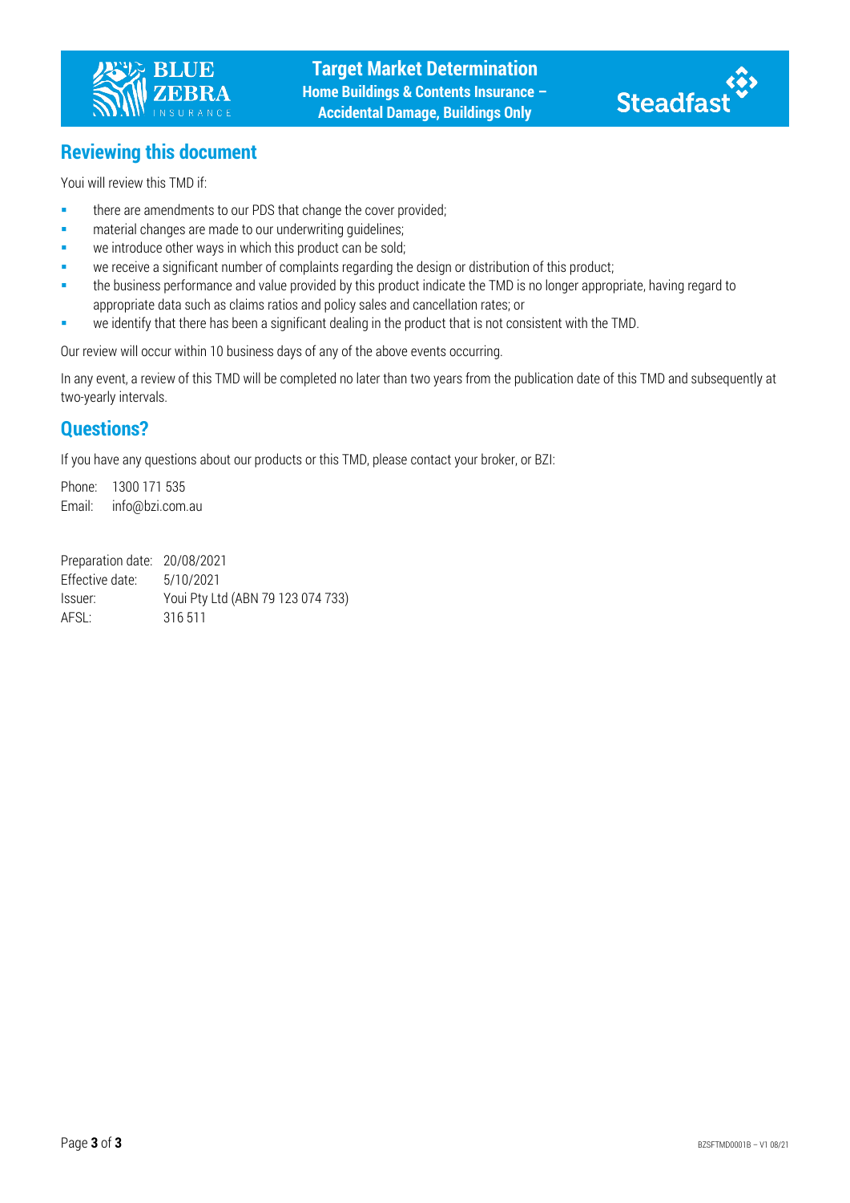## Reviewing this document

Youi will review this TMD if:

- there are amendments to our PDS that change the cover provided;
- material changes are made to our underwriting guidelines;
- we introduce other ways in which this product can be sold;
- we receive a significant number of complaints regarding the design or distribution of this product;
- the business performance and value provided by this product indicate the TMD is no longer appropriate, having regard to appropriate data such as claims ratios and policy sales and cancellation rates; or
- we identify that there has been a significant dealing in the product that is not consistent with the TMD.

Our review will occur within 10 business days of any of the above events occurring.

In any event, a review of this TMD will be completed no later than two years from the publication date of this TMD and subsequently at two-yearly intervals.

## Questions?

If you have any questions about our products or this TMD, please contact your broker, or BZI:

Phone: 1300 171 535
Email: info@bzi.com.au

Preparation date: 20/08/2021
Effective date: 5/10/2021
Issuer: Youi Pty Ltd (ABN 79 123 074 733)
AFSL: 316 511

BZSFTMD0001B – V1 08/21